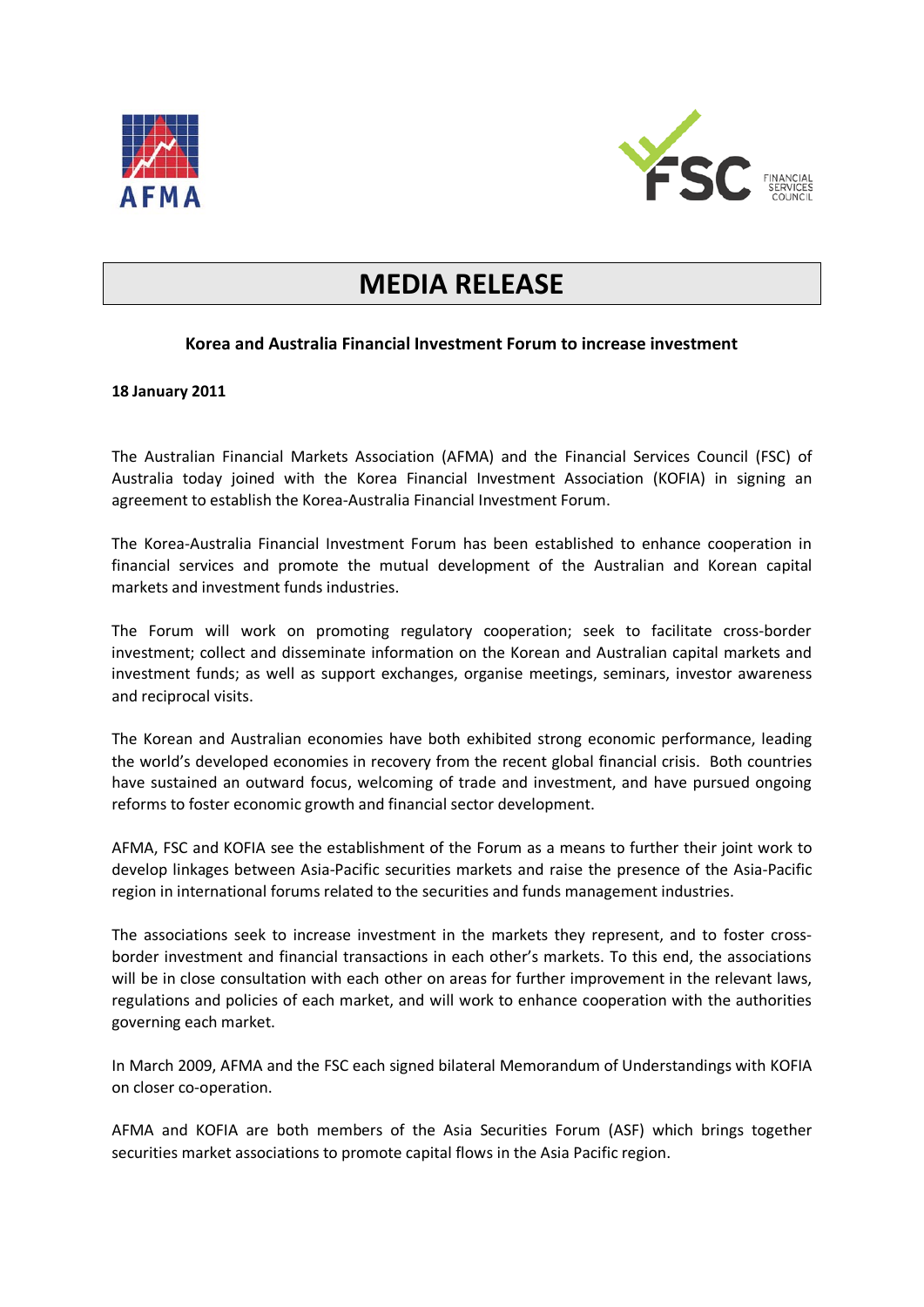AFMA

FSC FINANCIAL SERVICES COUNCIL

# MEDIA RELEASE

**Korea and Australia Financial Investment Forum to increase investment**

**18 January 2011**

The Australian Financial Markets Association (AFMA) and the Financial Services Council (FSC) of Australia today joined with the Korea Financial Investment Association (KOFIA) in signing an agreement to establish the Korea-Australia Financial Investment Forum.

The Korea-Australia Financial Investment Forum has been established to enhance cooperation in financial services and promote the mutual development of the Australian and Korean capital markets and investment funds industries.

The Forum will work on promoting regulatory cooperation; seek to facilitate cross-border investment; collect and disseminate information on the Korean and Australian capital markets and investment funds; as well as support exchanges, organise meetings, seminars, investor awareness and reciprocal visits.

The Korean and Australian economies have both exhibited strong economic performance, leading the world's developed economies in recovery from the recent global financial crisis. Both countries have sustained an outward focus, welcoming of trade and investment, and have pursued ongoing reforms to foster economic growth and financial sector development.

AFMA, FSC and KOFIA see the establishment of the Forum as a means to further their joint work to develop linkages between Asia-Pacific securities markets and raise the presence of the Asia-Pacific region in international forums related to the securities and funds management industries.

The associations seek to increase investment in the markets they represent, and to foster cross-border investment and financial transactions in each other's markets. To this end, the associations will be in close consultation with each other on areas for further improvement in the relevant laws, regulations and policies of each market, and will work to enhance cooperation with the authorities governing each market.

In March 2009, AFMA and the FSC each signed bilateral Memorandum of Understandings with KOFIA on closer co-operation.

AFMA and KOFIA are both members of the Asia Securities Forum (ASF) which brings together securities market associations to promote capital flows in the Asia Pacific region.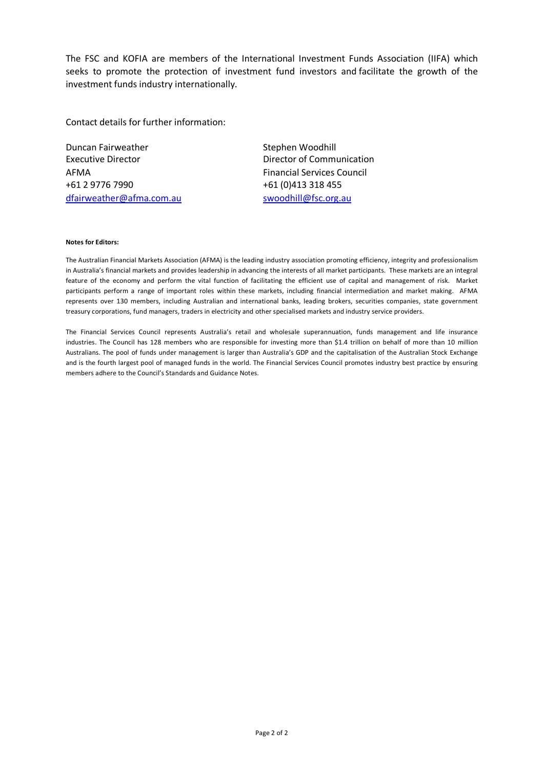The FSC and KOFIA are members of the International Investment Funds Association (IIFA) which seeks to promote the protection of investment fund investors and facilitate the growth of the investment funds industry internationally.

Contact details for further information:

Duncan Fairweather
Executive Director
AFMA
+61 2 9776 7990
dfairweather@afma.com.au

Stephen Woodhill
Director of Communication
Financial Services Council
+61 (0)413 318 455
swoodhill@fsc.org.au

**Notes for Editors:**

The Australian Financial Markets Association (AFMA) is the leading industry association promoting efficiency, integrity and professionalism in Australia's financial markets and provides leadership in advancing the interests of all market participants. These markets are an integral feature of the economy and perform the vital function of facilitating the efficient use of capital and management of risk. Market participants perform a range of important roles within these markets, including financial intermediation and market making. AFMA represents over 130 members, including Australian and international banks, leading brokers, securities companies, state government treasury corporations, fund managers, traders in electricity and other specialised markets and industry service providers.

The Financial Services Council represents Australia's retail and wholesale superannuation, funds management and life insurance industries. The Council has 128 members who are responsible for investing more than $1.4 trillion on behalf of more than 10 million Australians. The pool of funds under management is larger than Australia's GDP and the capitalisation of the Australian Stock Exchange and is the fourth largest pool of managed funds in the world. The Financial Services Council promotes industry best practice by ensuring members adhere to the Council's Standards and Guidance Notes.